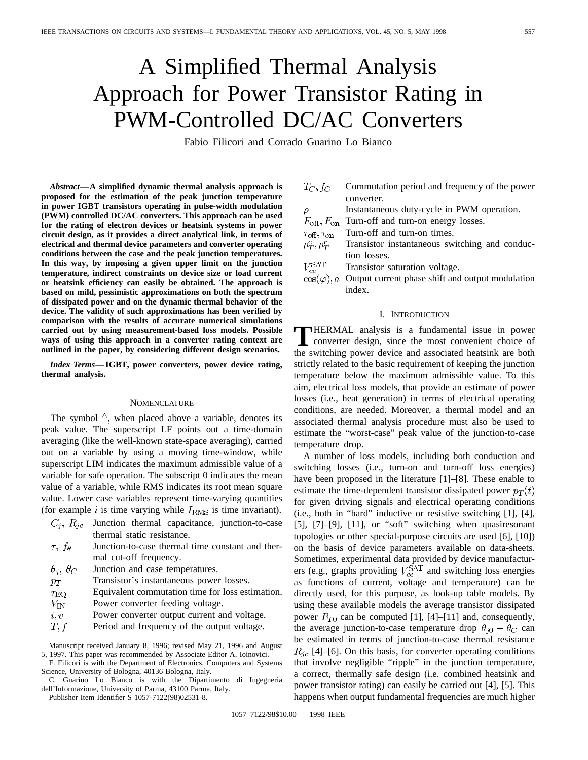# A Simplified Thermal Analysis Approach for Power Transistor Rating in PWM-Controlled DC/AC Converters

Fabio Filicori and Corrado Guarino Lo Bianco

***Abstract*—A simplified dynamic thermal analysis approach is proposed for the estimation of the peak junction temperature in power IGBT transistors operating in pulse-width modulation (PWM) controlled DC/AC converters. This approach can be used for the rating of electron devices or heatsink systems in power circuit design, as it provides a direct analytical link, in terms of electrical and thermal device parameters and converter operating conditions between the case and the peak junction temperatures. In this way, by imposing a given upper limit on the junction temperature, indirect constraints on device size or load current or heatsink efficiency can easily be obtained. The approach is based on mild, pessimistic approximations on both the spectrum of dissipated power and on the dynamic thermal behavior of the device. The validity of such approximations has been verified by comparison with the results of accurate numerical simulations carried out by using measurement-based loss models. Possible ways of using this approach in a converter rating context are outlined in the paper, by considering different design scenarios.**

***Index Terms*—IGBT, power converters, power device rating, thermal analysis.**

## Nomenclature

The symbol $\wedge$, when placed above a variable, denotes its peak value. The superscript LF points out a time-domain averaging (like the well-known state-space averaging), carried out on a variable by using a moving time-window, while superscript LIM indicates the maximum admissible value of a variable for safe operation. The subscript 0 indicates the mean value of a variable, while RMS indicates its root mean square value. Lower case variables represent time-varying quantities (for example $i$ is time varying while $I_{\mathrm{RMS}}$ is time invariant).

- $C_j$, $R_{jc}$ Junction thermal capacitance, junction-to-case thermal static resistance.
- $\tau$, $f_\theta$ Junction-to-case thermal time constant and thermal cut-off frequency.
- $\theta_j$, $\theta_C$ Junction and case temperatures.
- $p_T$ Transistor's instantaneous power losses.
- $\tau_{\mathrm{EQ}}$ Equivalent commutation time for loss estimation.
- $V_{\mathrm{IN}}$ Power converter feeding voltage.
- $i, v$ Power converter output current and voltage.
- $T, f$ Period and frequency of the output voltage.
- $T_C, f_C$ Commutation period and frequency of the power converter.
- $\rho$ Instantaneous duty-cycle in PWM operation.
- $E_{\mathrm{off}}, E_{\mathrm{on}}$ Turn-off and turn-on energy losses.
- $\tau_{\mathrm{off}}, \tau_{\mathrm{on}}$ Turn-off and turn-on times.
- $p_T^c, p_T^r$ Transistor instantaneous switching and conduction losses.
- $V_{ce}^{\mathrm{SAT}}$ Transistor saturation voltage.
- $\cos(\varphi), a$ Output current phase shift and output modulation index.

Manuscript received January 8, 1996; revised May 21, 1996 and August 5, 1997. This paper was recommended by Associate Editor A. Ioinovici.

F. Filicori is with the Department of Electronics, Computers and Systems Science, University of Bologna, 40136 Bologna, Italy.

C. Guarino Lo Bianco is with the Dipartimento di Ingegneria dell'Informazione, University of Parma, 43100 Parma, Italy.

Publisher Item Identifier S 1057-7122(98)02531-8.

## I. Introduction

Thermal analysis is a fundamental issue in power converter design, since the most convenient choice of the switching power device and associated heatsink are both strictly related to the basic requirement of keeping the junction temperature below the maximum admissible value. To this aim, electrical loss models, that provide an estimate of power losses (i.e., heat generation) in terms of electrical operating conditions, are needed. Moreover, a thermal model and an associated thermal analysis procedure must also be used to estimate the "worst-case" peak value of the junction-to-case temperature drop.

A number of loss models, including both conduction and switching losses (i.e., turn-on and turn-off loss energies) have been proposed in the literature [1]–[8]. These enable to estimate the time-dependent transistor dissipated power $p_T(t)$ for given driving signals and electrical operating conditions (i.e., both in "hard" inductive or resistive switching [1], [4], [5], [7]–[9], [11], or "soft" switching when quasiresonant topologies or other special-purpose circuits are used [6], [10]) on the basis of device parameters available on data-sheets. Sometimes, experimental data provided by device manufacturers (e.g., graphs providing $V_{ce}^{\mathrm{SAT}}$ and switching loss energies as functions of current, voltage and temperature) can be directly used, for this purpose, as look-up table models. By using these available models the average transistor dissipated power $P_{T0}$ can be computed [1], [4]–[11] and, consequently, the average junction-to-case temperature drop $\theta_{j0} - \theta_C$ can be estimated in terms of junction-to-case thermal resistance $R_{jc}$ [4]–[6]. On this basis, for converter operating conditions that involve negligible "ripple" in the junction temperature, a correct, thermally safe design (i.e. combined heatsink and power transistor rating) can easily be carried out [4], [5]. This happens when output fundamental frequencies are much higher

1057–7122/98$10.00 © 1998 IEEE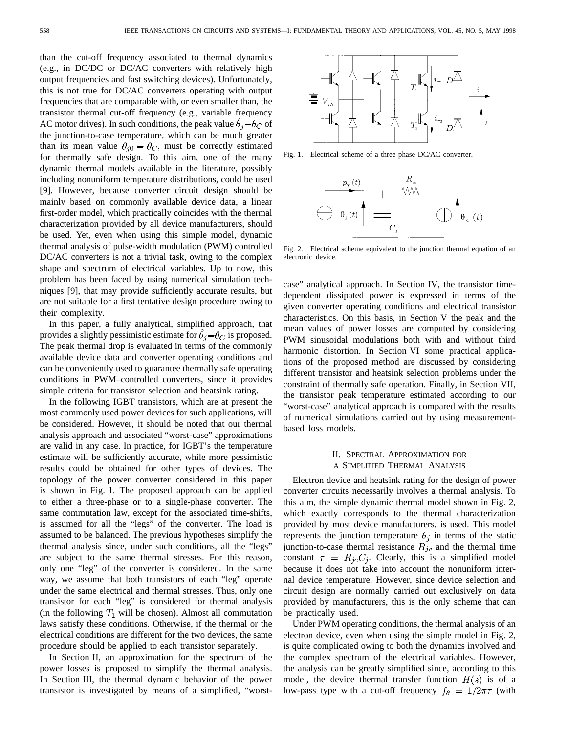than the cut-off frequency associated to thermal dynamics (e.g., in DC/DC or DC/AC converters with relatively high output frequencies and fast switching devices). Unfortunately, this is not true for DC/AC converters operating with output frequencies that are comparable with, or even smaller than, the transistor thermal cut-off frequency (e.g., variable frequency AC motor drives). In such conditions, the peak value $\hat{\theta}_j - \theta_C$ of the junction-to-case temperature, which can be much greater than its mean value $\theta_{j0} - \theta_C$, must be correctly estimated for thermally safe design. To this aim, one of the many dynamic thermal models available in the literature, possibly including nonuniform temperature distributions, could be used [9]. However, because converter circuit design should be mainly based on commonly available device data, a linear first-order model, which practically coincides with the thermal characterization provided by all device manufacturers, should be used. Yet, even when using this simple model, dynamic thermal analysis of pulse-width modulation (PWM) controlled DC/AC converters is not a trivial task, owing to the complex shape and spectrum of electrical variables. Up to now, this problem has been faced by using numerical simulation techniques [9], that may provide sufficiently accurate results, but are not suitable for a first tentative design procedure owing to their complexity.

In this paper, a fully analytical, simplified approach, that provides a slightly pessimistic estimate for $\hat{\theta}_j - \theta_C$ is proposed. The peak thermal drop is evaluated in terms of the commonly available device data and converter operating conditions and can be conveniently used to guarantee thermally safe operating conditions in PWM–controlled converters, since it provides simple criteria for transistor selection and heatsink rating.

In the following IGBT transistors, which are at present the most commonly used power devices for such applications, will be considered. However, it should be noted that our thermal analysis approach and associated "worst-case" approximations are valid in any case. In practice, for IGBT's the temperature estimate will be sufficiently accurate, while more pessimistic results could be obtained for other types of devices. The topology of the power converter considered in this paper is shown in Fig. 1. The proposed approach can be applied to either a three-phase or to a single-phase converter. The same commutation law, except for the associated time-shifts, is assumed for all the "legs" of the converter. The load is assumed to be balanced. The previous hypotheses simplify the thermal analysis since, under such conditions, all the "legs" are subject to the same thermal stresses. For this reason, only one "leg" of the converter is considered. In the same way, we assume that both transistors of each "leg" operate under the same electrical and thermal stresses. Thus, only one transistor for each "leg" is considered for thermal analysis (in the following $T_1$ will be chosen). Almost all commutation laws satisfy these conditions. Otherwise, if the thermal or the electrical conditions are different for the two devices, the same procedure should be applied to each transistor separately.

In Section II, an approximation for the spectrum of the power losses is proposed to simplify the thermal analysis. In Section III, the thermal dynamic behavior of the power transistor is investigated by means of a simplified, "worst-case" analytical approach. In Section IV, the transistor time-dependent dissipated power is expressed in terms of the given converter operating conditions and electrical transistor characteristics. On this basis, in Section V the peak and the mean values of power losses are computed by considering PWM sinusoidal modulations both with and without third harmonic distortion. In Section VI some practical applications of the proposed method are discussed by considering different transistor and heatsink selection problems under the constraint of thermally safe operation. Finally, in Section VII, the transistor peak temperature estimated according to our "worst-case" analytical approach is compared with the results of numerical simulations carried out by using measurement-based loss models.

$V_{IN}$ $T_1$ $i_{T1}$ $D_1$ $i$ $T_2$ $i_{T2}$ $D_2$ $v$

Fig. 1. Electrical scheme of a three phase DC/AC converter.

$p_T(t)$ $R_{jc}$ $\theta_j(t)$ $C_j$ $\theta_C(t)$

Fig. 2. Electrical scheme equivalent to the junction thermal equation of an electronic device.

## II. Spectral Approximation for a Simplified Thermal Analysis

Electron device and heatsink rating for the design of power converter circuits necessarily involves a thermal analysis. To this aim, the simple dynamic thermal model shown in Fig. 2, which exactly corresponds to the thermal characterization provided by most device manufacturers, is used. This model represents the junction temperature $\theta_j$ in terms of the static junction-to-case thermal resistance $R_{jc}$ and the thermal time constant $\tau = R_{jc}C_j$. Clearly, this is a simplified model because it does not take into account the nonuniform internal device temperature. However, since device selection and circuit design are normally carried out exclusively on data provided by manufacturers, this is the only scheme that can be practically used.

Under PWM operating conditions, the thermal analysis of an electron device, even when using the simple model in Fig. 2, is quite complicated owing to both the dynamics involved and the complex spectrum of the electrical variables. However, the analysis can be greatly simplified since, according to this model, the device thermal transfer function $H(s)$ is of a low-pass type with a cut-off frequency $f_\theta = 1/2\pi\tau$ (with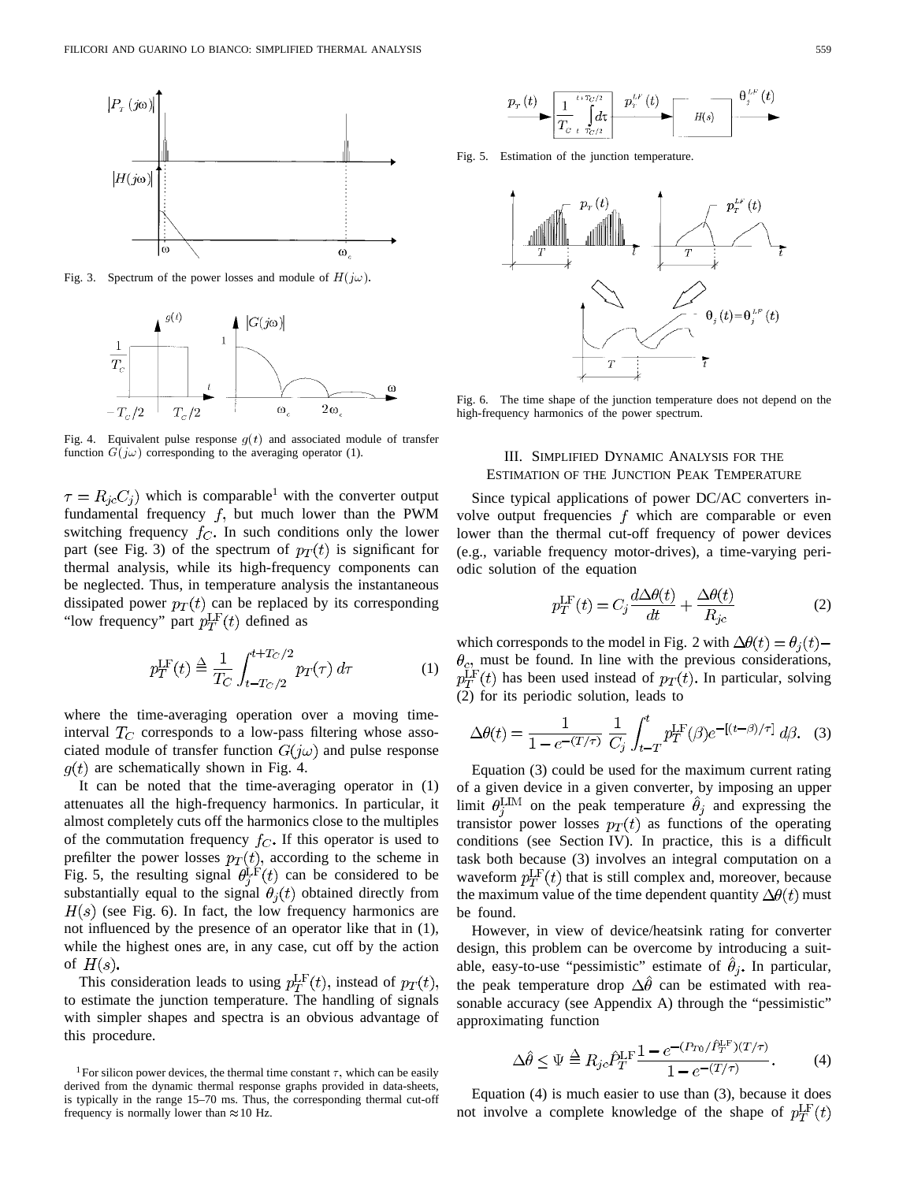Fig. 3. Spectrum of the power losses and module of $H(j\omega)$.

Fig. 4. Equivalent pulse response $g(t)$ and associated module of transfer function $G(j\omega)$ corresponding to the averaging operator (1).

$\tau = R_{jc}C_j$) which is comparable[1] with the converter output fundamental frequency $f$, but much lower than the PWM switching frequency $f_C$. In such conditions only the lower part (see Fig. 3) of the spectrum of $p_T(t)$ is significant for thermal analysis, while its high-frequency components can be neglected. Thus, in temperature analysis the instantaneous dissipated power $p_T(t)$ can be replaced by its corresponding "low frequency" part $p_T^{\mathrm{LF}}(t)$ defined as

$$p_T^{\mathrm{LF}}(t) \triangleq \frac{1}{T_C}\int_{t-T_C/2}^{t+T_C/2} p_T(\tau)\, d\tau \tag{1}$$

where the time-averaging operation over a moving time-interval $T_C$ corresponds to a low-pass filtering whose associated module of transfer function $G(j\omega)$ and pulse response $g(t)$ are schematically shown in Fig. 4.

It can be noted that the time-averaging operator in (1) attenuates all the high-frequency harmonics. In particular, it almost completely cuts off the harmonics close to the multiples of the commutation frequency $f_C$. If this operator is used to prefilter the power losses $p_T(t)$, according to the scheme in Fig. 5, the resulting signal $\theta_j^{\mathrm{LF}}(t)$ can be considered to be substantially equal to the signal $\theta_j(t)$ obtained directly from $H(s)$ (see Fig. 6). In fact, the low frequency harmonics are not influenced by the presence of an operator like that in (1), while the highest ones are, in any case, cut off by the action of $H(s)$.

This consideration leads to using $p_T^{\mathrm{LF}}(t)$, instead of $p_T(t)$, to estimate the junction temperature. The handling of signals with simpler shapes and spectra is an obvious advantage of this procedure.

[1] For silicon power devices, the thermal time constant $\tau$, which can be easily derived from the dynamic thermal response graphs provided in data-sheets, is typically in the range 15–70 ms. Thus, the corresponding thermal cut-off frequency is normally lower than $\approx$10 Hz.

Fig. 5. Estimation of the junction temperature.

Fig. 6. The time shape of the junction temperature does not depend on the high-frequency harmonics of the power spectrum.

## III. Simplified Dynamic Analysis for the Estimation of the Junction Peak Temperature

Since typical applications of power DC/AC converters involve output frequencies $f$ which are comparable or even lower than the thermal cut-off frequency of power devices (e.g., variable frequency motor-drives), a time-varying periodic solution of the equation

$$p_T^{\mathrm{LF}}(t) = C_j\frac{d\Delta\theta(t)}{dt} + \frac{\Delta\theta(t)}{R_{jc}} \tag{2}$$

which corresponds to the model in Fig. 2 with $\Delta\theta(t) = \theta_j(t) - \theta_c$, must be found. In line with the previous considerations, $p_T^{\mathrm{LF}}(t)$ has been used instead of $p_T(t)$. In particular, solving (2) for its periodic solution, leads to

$$\Delta\theta(t) = \frac{1}{1-e^{-(T/\tau)}}\,\frac{1}{C_j}\int_{t-T}^{t} p_T^{\mathrm{LF}}(\beta)e^{-[(t-\beta)/\tau]}\, d\beta. \tag{3}$$

Equation (3) could be used for the maximum current rating of a given device in a given converter, by imposing an upper limit $\theta_j^{\mathrm{LIM}}$ on the peak temperature $\hat{\theta}_j$ and expressing the transistor power losses $p_T(t)$ as functions of the operating conditions (see Section IV). In practice, this is a difficult task both because (3) involves an integral computation on a waveform $p_T^{\mathrm{LF}}(t)$ that is still complex and, moreover, because the maximum value of the time dependent quantity $\Delta\theta(t)$ must be found.

However, in view of device/heatsink rating for converter design, this problem can be overcome by introducing a suitable, easy-to-use "pessimistic" estimate of $\hat{\theta}_j$. In particular, the peak temperature drop $\Delta\hat{\theta}$ can be estimated with reasonable accuracy (see Appendix A) through the "pessimistic" approximating function

$$\Delta\hat{\theta} \leq \Psi \triangleq R_{jc}\hat{P}_T^{\mathrm{LF}}\frac{1-e^{-(P_{T0}/\hat{P}_T^{\mathrm{LF}})(T/\tau)}}{1-e^{-(T/\tau)}}. \tag{4}$$

Equation (4) is much easier to use than (3), because it does not involve a complete knowledge of the shape of $p_T^{\mathrm{LF}}(t)$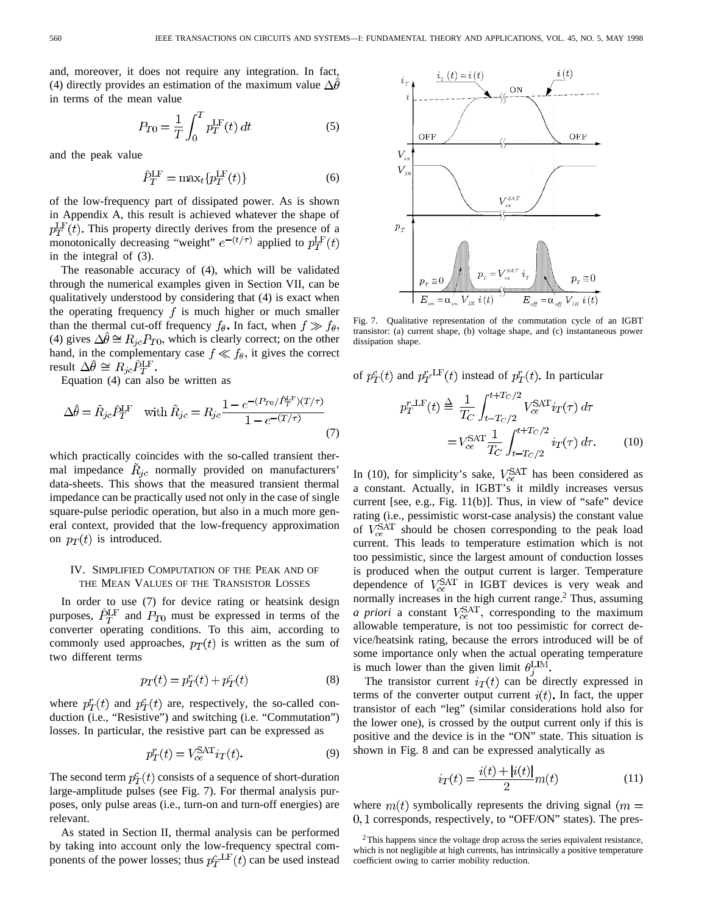and, moreover, it does not require any integration. In fact, (4) directly provides an estimation of the maximum value $\Delta\hat{\theta}$ in terms of the mean value

$$P_{T0} = \frac{1}{T}\int_0^T p_T^{\mathrm{LF}}(t)\,dt \tag{5}$$

and the peak value

$$\hat{P}_T^{\mathrm{LF}} = \max_t\{p_T^{\mathrm{LF}}(t)\} \tag{6}$$

of the low-frequency part of dissipated power. As is shown in Appendix A, this result is achieved whatever the shape of $p_T^{\mathrm{LF}}(t)$. This property directly derives from the presence of a monotonically decreasing "weight" $e^{-(t/\tau)}$ applied to $p_T^{\mathrm{LF}}(t)$ in the integral of (3).

The reasonable accuracy of (4), which will be validated through the numerical examples given in Section VII, can be qualitatively understood by considering that (4) is exact when the operating frequency $f$ is much higher or much smaller than the thermal cut-off frequency $f_\theta$. In fact, when $f \gg f_\theta$, (4) gives $\Delta\hat{\theta} \cong R_{jc}P_{T0}$, which is clearly correct; on the other hand, in the complementary case $f \ll f_\theta$, it gives the correct result $\Delta\hat{\theta} \cong R_{jc}\hat{P}_T^{\mathrm{LF}}$.

Equation (4) can also be written as

$$\Delta\hat{\theta} = \tilde{R}_{jc}\hat{P}_T^{\mathrm{LF}} \quad \text{with } \tilde{R}_{jc} = R_{jc}\frac{1 - e^{-(P_{T0}/\hat{P}_T^{\mathrm{LF}})(T/\tau)}}{1 - e^{-(T/\tau)}} \tag{7}$$

which practically coincides with the so-called transient thermal impedance $\tilde{R}_{jc}$ normally provided on manufacturers' data-sheets. This shows that the measured transient thermal impedance can be practically used not only in the case of single square-pulse periodic operation, but also in a much more general context, provided that the low-frequency approximation on $p_T(t)$ is introduced.

## IV. Simplified Computation of the Peak and of the Mean Values of the Transistor Losses

In order to use (7) for device rating or heatsink design purposes, $\hat{P}_T^{\mathrm{LF}}$ and $P_{T0}$ must be expressed in terms of the converter operating conditions. To this aim, according to commonly used approaches, $p_T(t)$ is written as the sum of two different terms

$$p_T(t) = p_T^r(t) + p_T^c(t) \tag{8}$$

where $p_T^r(t)$ and $p_T^c(t)$ are, respectively, the so-called conduction (i.e., "Resistive") and switching (i.e. "Commutation") losses. In particular, the resistive part can be expressed as

$$p_T^r(t) = V_{ce}^{\mathrm{SAT}} i_T(t). \tag{9}$$

The second term $p_T^c(t)$ consists of a sequence of short-duration large-amplitude pulses (see Fig. 7). For thermal analysis purposes, only pulse areas (i.e., turn-on and turn-off energies) are relevant.

As stated in Section II, thermal analysis can be performed by taking into account only the low-frequency spectral components of the power losses; thus $p_T^{c\text{-LF}}(t)$ can be used instead of $p_T^c(t)$ and $p_T^{r\text{-LF}}(t)$ instead of $p_T^r(t)$. In particular

$$p_T^{r\text{-LF}}(t) \triangleq \frac{1}{T_C}\int_{t-T_C/2}^{t+T_C/2} V_{ce}^{\mathrm{SAT}} i_T(\tau)\,d\tau = V_{ce}^{\mathrm{SAT}}\frac{1}{T_C}\int_{t-T_C/2}^{t+T_C/2} i_T(\tau)\,d\tau. \tag{10}$$

Fig. 7. Qualitative representation of the commutation cycle of an IGBT transistor: (a) current shape, (b) voltage shape, and (c) instantaneous power dissipation shape.

In (10), for simplicity's sake, $V_{ce}^{\mathrm{SAT}}$ has been considered as a constant. Actually, in IGBT's it mildly increases versus current [see, e.g., Fig. 11(b)]. Thus, in view of "safe" device rating (i.e., pessimistic worst-case analysis) the constant value of $V_{ce}^{\mathrm{SAT}}$ should be chosen corresponding to the peak load current. This leads to temperature estimation which is not too pessimistic, since the largest amount of conduction losses is produced when the output current is larger. Temperature dependence of $V_{ce}^{\mathrm{SAT}}$ in IGBT devices is very weak and normally increases in the high current range.[2] Thus, assuming *a priori* a constant $V_{ce}^{\mathrm{SAT}}$, corresponding to the maximum allowable temperature, is not too pessimistic for correct device/heatsink rating, because the errors introduced will be of some importance only when the actual operating temperature is much lower than the given limit $\theta_j^{\mathrm{LIM}}$.

The transistor current $i_T(t)$ can be directly expressed in terms of the converter output current $i(t)$. In fact, the upper transistor of each "leg" (similar considerations hold also for the lower one), is crossed by the output current only if this is positive and the device is in the "ON" state. This situation is shown in Fig. 8 and can be expressed analytically as

$$i_T(t) = \frac{i(t) + |i(t)|}{2}m(t) \tag{11}$$

where $m(t)$ symbolically represents the driving signal ($m = 0, 1$ corresponds, respectively, to "OFF/ON" states). The pres-

[2] This happens since the voltage drop across the series equivalent resistance, which is not negligible at high currents, has intrinsically a positive temperature coefficient owing to carrier mobility reduction.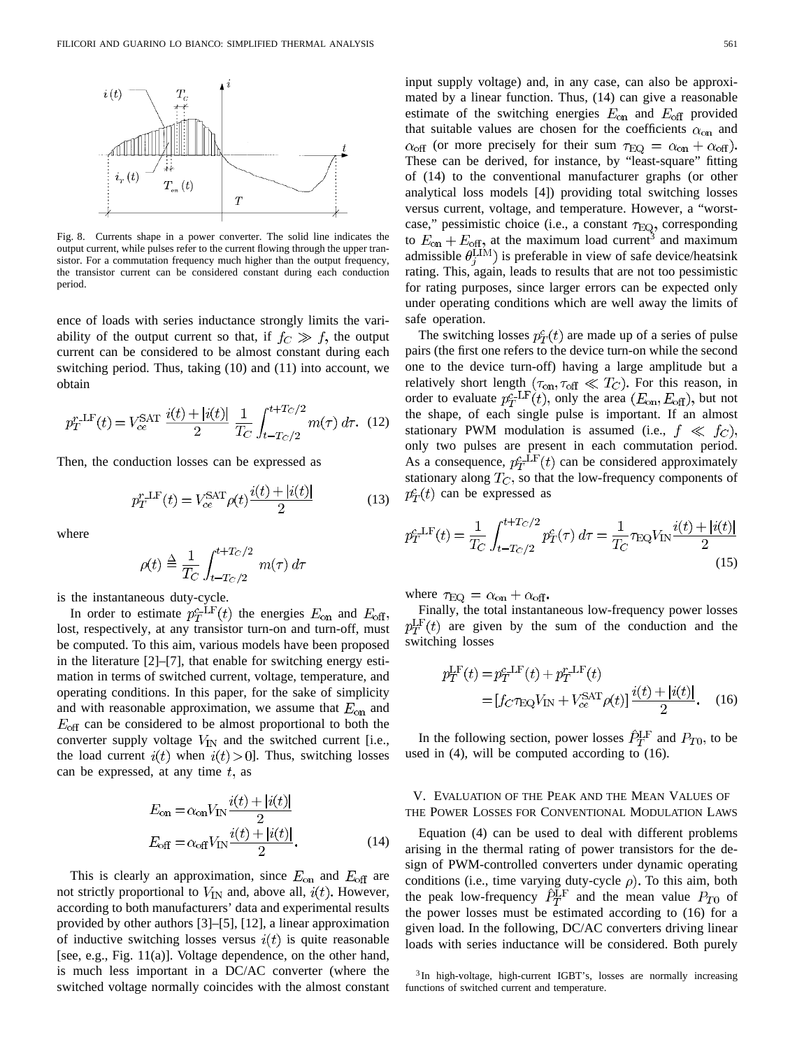Fig. 8. Currents shape in a power converter. The solid line indicates the output current, while pulses refer to the current flowing through the upper transistor. For a commutation frequency much higher than the output frequency, the transistor current can be considered constant during each conduction period.

ence of loads with series inductance strongly limits the variability of the output current so that, if $f_C \gg f$, the output current can be considered to be almost constant during each switching period. Thus, taking (10) and (11) into account, we obtain

$$p_T^{r\text{-LF}}(t) = V_{ce}^{\text{SAT}} \frac{i(t)+|i(t)|}{2} \frac{1}{T_C} \int_{t-T_C/2}^{t+T_C/2} m(\tau)\, d\tau. \quad (12)$$

Then, the conduction losses can be expressed as

$$p_T^{r\text{-LF}}(t) = V_{ce}^{\text{SAT}} \rho(t) \frac{i(t)+|i(t)|}{2} \quad (13)$$

where

$$\rho(t) \triangleq \frac{1}{T_C} \int_{t-T_C/2}^{t+T_C/2} m(\tau)\, d\tau$$

is the instantaneous duty-cycle.

In order to estimate $p_T^{c\text{-LF}}(t)$ the energies $E_{\text{on}}$ and $E_{\text{off}}$, lost, respectively, at any transistor turn-on and turn-off, must be computed. To this aim, various models have been proposed in the literature [2]–[7], that enable for switching energy estimation in terms of switched current, voltage, temperature, and operating conditions. In this paper, for the sake of simplicity and with reasonable approximation, we assume that $E_{\text{on}}$ and $E_{\text{off}}$ can be considered to be almost proportional to both the converter supply voltage $V_{\text{IN}}$ and the switched current [i.e., the load current $i(t)$ when $i(t) > 0$]. Thus, switching losses can be expressed, at any time $t$, as

$$E_{\text{on}} = \alpha_{\text{on}} V_{\text{IN}} \frac{i(t)+|i(t)|}{2}$$
$$E_{\text{off}} = \alpha_{\text{off}} V_{\text{IN}} \frac{i(t)+|i(t)|}{2}. \quad (14)$$

This is clearly an approximation, since $E_{\text{on}}$ and $E_{\text{off}}$ are not strictly proportional to $V_{\text{IN}}$ and, above all, $i(t)$. However, according to both manufacturers' data and experimental results provided by other authors [3]–[5], [12], a linear approximation of inductive switching losses versus $i(t)$ is quite reasonable [see, e.g., Fig. 11(a)]. Voltage dependence, on the other hand, is much less important in a DC/AC converter (where the switched voltage normally coincides with the almost constant input supply voltage) and, in any case, can also be approximated by a linear function. Thus, (14) can give a reasonable estimate of the switching energies $E_{\text{on}}$ and $E_{\text{off}}$ provided that suitable values are chosen for the coefficients $\alpha_{\text{on}}$ and $\alpha_{\text{off}}$ (or more precisely for their sum $\tau_{\text{EQ}} = \alpha_{\text{on}} + \alpha_{\text{off}}$). These can be derived, for instance, by "least-square" fitting of (14) to the conventional manufacturer graphs (or other analytical loss models [4]) providing total switching losses versus current, voltage, and temperature. However, a "worst-case," pessimistic choice (i.e., a constant $\tau_{\text{EQ}}$, corresponding to $E_{\text{on}} + E_{\text{off}}$, at the maximum load current[3] and maximum admissible $\theta_j^{\text{LIM}}$) is preferable in view of safe device/heatsink rating. This, again, leads to results that are not too pessimistic for rating purposes, since larger errors can be expected only under operating conditions which are well away the limits of safe operation.

The switching losses $p_T^c(t)$ are made up of a series of pulse pairs (the first one refers to the device turn-on while the second one to the device turn-off) having a large amplitude but a relatively short length $(\tau_{\text{on}}, \tau_{\text{off}} \ll T_C)$. For this reason, in order to evaluate $p_T^{c\text{-LF}}(t)$, only the area $(E_{\text{on}}, E_{\text{off}})$, but not the shape, of each single pulse is important. If an almost stationary PWM modulation is assumed (i.e., $f \ll f_C$), only two pulses are present in each commutation period. As a consequence, $p_T^{c\text{-LF}}(t)$ can be considered approximately stationary along $T_C$, so that the low-frequency components of $p_T^c(t)$ can be expressed as

$$p_T^{c\text{-LF}}(t) = \frac{1}{T_C} \int_{t-T_C/2}^{t+T_C/2} p_T^c(\tau)\, d\tau = \frac{1}{T_C} \tau_{\text{EQ}} V_{\text{IN}} \frac{i(t)+|i(t)|}{2} \quad (15)$$

where $\tau_{\text{EQ}} = \alpha_{\text{on}} + \alpha_{\text{off}}$.

Finally, the total instantaneous low-frequency power losses $p_T^{\text{LF}}(t)$ are given by the sum of the conduction and the switching losses

$$p_T^{\text{LF}}(t) = p_T^{c\text{-LF}}(t) + p_T^{r\text{-LF}}(t)$$
$$= [f_C \tau_{\text{EQ}} V_{\text{IN}} + V_{ce}^{\text{SAT}} \rho(t)] \frac{i(t)+|i(t)|}{2}. \quad (16)$$

In the following section, power losses $\hat{P}_T^{\text{LF}}$ and $P_{T0}$, to be used in (4), will be computed according to (16).

## V. Evaluation of the Peak and the Mean Values of the Power Losses for Conventional Modulation Laws

Equation (4) can be used to deal with different problems arising in the thermal rating of power transistors for the design of PWM-controlled converters under dynamic operating conditions (i.e., time varying duty-cycle $\rho$). To this aim, both the peak low-frequency $\hat{P}_T^{\text{LF}}$ and the mean value $P_{T0}$ of the power losses must be estimated according to (16) for a given load. In the following, DC/AC converters driving linear loads with series inductance will be considered. Both purely

[3] In high-voltage, high-current IGBT's, losses are normally increasing functions of switched current and temperature.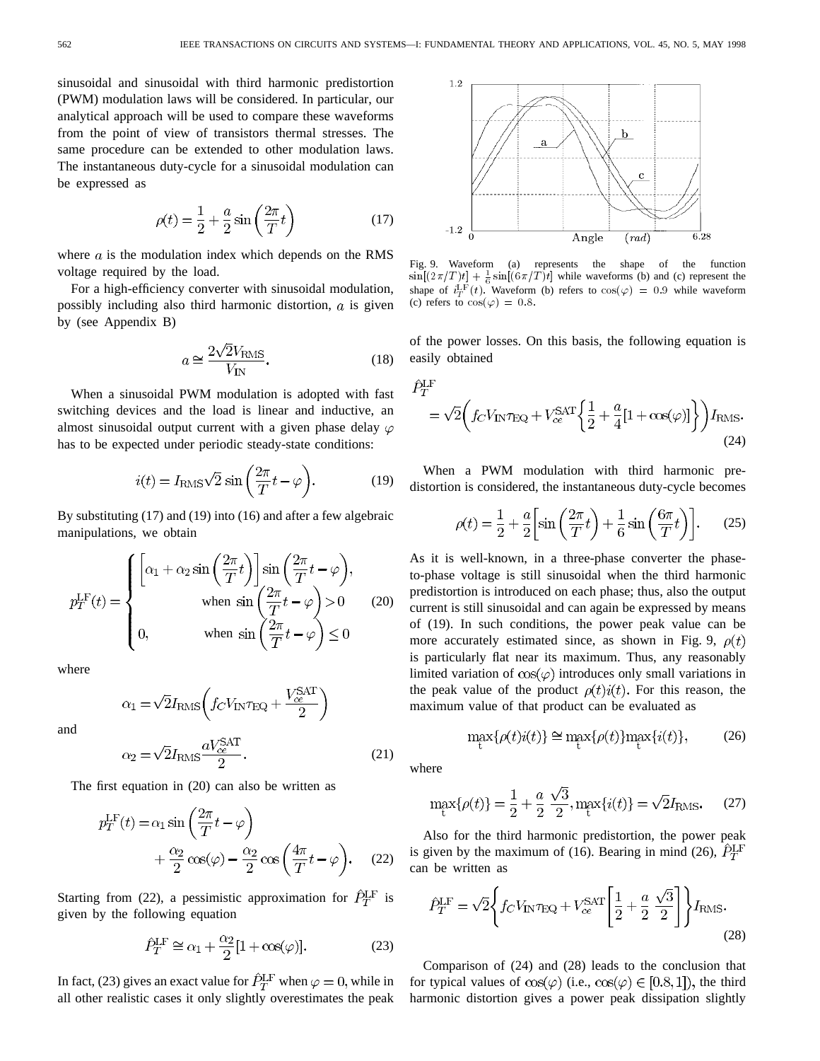sinusoidal and sinusoidal with third harmonic predistortion (PWM) modulation laws will be considered. In particular, our analytical approach will be used to compare these waveforms from the point of view of transistors thermal stresses. The same procedure can be extended to other modulation laws. The instantaneous duty-cycle for a sinusoidal modulation can be expressed as

$$\rho(t) = \frac{1}{2} + \frac{a}{2}\sin\left(\frac{2\pi}{T}t\right) \tag{17}$$

where $a$ is the modulation index which depends on the RMS voltage required by the load.

For a high-efficiency converter with sinusoidal modulation, possibly including also third harmonic distortion, $a$ is given by (see Appendix B)

$$a \cong \frac{2\sqrt{2}V_{\rm RMS}}{V_{\rm IN}}. \tag{18}$$

When a sinusoidal PWM modulation is adopted with fast switching devices and the load is linear and inductive, an almost sinusoidal output current with a given phase delay $\varphi$ has to be expected under periodic steady-state conditions:

$$i(t) = I_{\rm RMS}\sqrt{2}\sin\left(\frac{2\pi}{T}t - \varphi\right). \tag{19}$$

By substituting (17) and (19) into (16) and after a few algebraic manipulations, we obtain

$$p_T^{\rm LF}(t) = \begin{cases} \left[\alpha_1 + \alpha_2 \sin\left(\frac{2\pi}{T}t\right)\right]\sin\left(\frac{2\pi}{T}t - \varphi\right), \\ \qquad\qquad \text{when } \sin\left(\frac{2\pi}{T}t-\varphi\right) > 0 \\ 0, \qquad\quad \text{when } \sin\left(\frac{2\pi}{T}t-\varphi\right) \le 0 \end{cases} \tag{20}$$

where

$$\alpha_1 = \sqrt{2}I_{\rm RMS}\left(f_C V_{\rm IN}\tau_{\rm EQ} + \frac{V_{ce}^{\rm SAT}}{2}\right)$$

and

$$\alpha_2 = \sqrt{2}I_{\rm RMS}\frac{aV_{ce}^{\rm SAT}}{2}. \tag{21}$$

The first equation in (20) can also be written as

$$p_T^{\rm LF}(t) = \alpha_1 \sin\left(\frac{2\pi}{T}t - \varphi\right) + \frac{\alpha_2}{2}\cos(\varphi) - \frac{\alpha_2}{2}\cos\left(\frac{4\pi}{T}t - \varphi\right). \tag{22}$$

Starting from (22), a pessimistic approximation for $\hat{P}_T^{\rm LF}$ is given by the following equation

$$\hat{P}_T^{\rm LF} \cong \alpha_1 + \frac{\alpha_2}{2}[1 + \cos(\varphi)]. \tag{23}$$

In fact, (23) gives an exact value for $\hat{P}_T^{\rm LF}$ when $\varphi = 0$, while in all other realistic cases it only slightly overestimates the peak of the power losses. On this basis, the following equation is easily obtained

$$\hat{P}_T^{\rm LF} = \sqrt{2}\left(f_C V_{\rm IN}\tau_{\rm EQ} + V_{ce}^{\rm SAT}\left\{\frac{1}{2} + \frac{a}{4}[1 + \cos(\varphi)]\right\}\right)I_{\rm RMS}. \tag{24}$$

Fig. 9. Waveform (a) represents the shape of the function $\sin[(2\pi/T)t] + \frac{1}{6}\sin[(6\pi/T)t]$ while waveforms (b) and (c) represent the shape of $i_T^{\rm LF}(t)$. Waveform (b) refers to $\cos(\varphi) = 0.9$ while waveform (c) refers to $\cos(\varphi) = 0.8$.

When a PWM modulation with third harmonic predistortion is considered, the instantaneous duty-cycle becomes

$$\rho(t) = \frac{1}{2} + \frac{a}{2}\left[\sin\left(\frac{2\pi}{T}t\right) + \frac{1}{6}\sin\left(\frac{6\pi}{T}t\right)\right]. \tag{25}$$

As it is well-known, in a three-phase converter the phase-to-phase voltage is still sinusoidal when the third harmonic predistortion is introduced on each phase; thus, also the output current is still sinusoidal and can again be expressed by means of (19). In such conditions, the power peak value can be more accurately estimated since, as shown in Fig. 9, $\rho(t)$ is particularly flat near its maximum. Thus, any reasonably limited variation of $\cos(\varphi)$ introduces only small variations in the peak value of the product $\rho(t)i(t)$. For this reason, the maximum value of that product can be evaluated as

$$\max_t\{\rho(t)i(t)\} \cong \max_t\{\rho(t)\}\max_t\{i(t)\}, \tag{26}$$

where

$$\max_t\{\rho(t)\} = \frac{1}{2} + \frac{a}{2}\frac{\sqrt{3}}{2}, \max_t\{i(t)\} = \sqrt{2}I_{\rm RMS}. \tag{27}$$

Also for the third harmonic predistortion, the power peak is given by the maximum of (16). Bearing in mind (26), $\hat{P}_T^{\rm LF}$ can be written as

$$\hat{P}_T^{\rm LF} = \sqrt{2}\left\{f_C V_{\rm IN}\tau_{\rm EQ} + V_{ce}^{\rm SAT}\left[\frac{1}{2} + \frac{a}{2}\frac{\sqrt{3}}{2}\right]\right\}I_{\rm RMS}. \tag{28}$$

Comparison of (24) and (28) leads to the conclusion that for typical values of $\cos(\varphi)$ (i.e., $\cos(\varphi) \in [0.8, 1]$), the third harmonic distortion gives a power peak dissipation slightly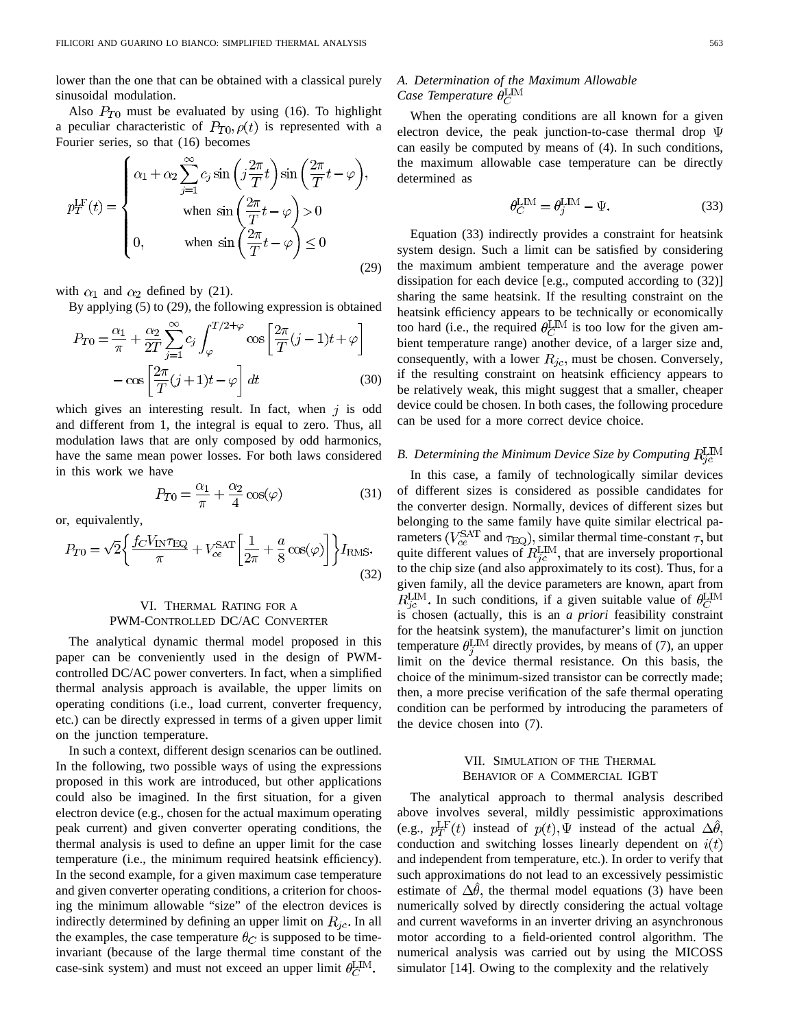lower than the one that can be obtained with a classical purely sinusoidal modulation.

Also $P_{T0}$ must be evaluated by using (16). To highlight a peculiar characteristic of $P_{T0}, \rho(t)$ is represented with a Fourier series, so that (16) becomes

$$p_T^{\rm LF}(t) = \begin{cases} \alpha_1 + \alpha_2 \sum_{j=1}^{\infty} c_j \sin\left(j\frac{2\pi}{T}t\right)\sin\left(\frac{2\pi}{T}t - \varphi\right), \\ \qquad \text{when } \sin\left(\frac{2\pi}{T}t - \varphi\right) > 0 \\ 0, \qquad \text{when } \sin\left(\frac{2\pi}{T}t - \varphi\right) \leq 0 \end{cases} \tag{29}$$

with $\alpha_1$ and $\alpha_2$ defined by (21).

By applying (5) to (29), the following expression is obtained

$$P_{T0} = \frac{\alpha_1}{\pi} + \frac{\alpha_2}{2T}\sum_{j=1}^{\infty} c_j \int_{\varphi}^{T/2+\varphi} \cos\left[\frac{2\pi}{T}(j-1)t + \varphi\right] - \cos\left[\frac{2\pi}{T}(j+1)t - \varphi\right] dt \tag{30}$$

which gives an interesting result. In fact, when $j$ is odd and different from 1, the integral is equal to zero. Thus, all modulation laws that are only composed by odd harmonics, have the same mean power losses. For both laws considered in this work we have

$$P_{T0} = \frac{\alpha_1}{\pi} + \frac{\alpha_2}{4}\cos(\varphi) \tag{31}$$

or, equivalently,

$$P_{T0} = \sqrt{2}\left\{\frac{f_C V_{\rm IN}\tau_{\rm EQ}}{\pi} + V_{ce}^{\rm SAT}\left[\frac{1}{2\pi} + \frac{a}{8}\cos(\varphi)\right]\right\} I_{\rm RMS}. \tag{32}$$

## VI. Thermal Rating for a PWM-Controlled DC/AC Converter

The analytical dynamic thermal model proposed in this paper can be conveniently used in the design of PWM-controlled DC/AC power converters. In fact, when a simplified thermal analysis approach is available, the upper limits on operating conditions (i.e., load current, converter frequency, etc.) can be directly expressed in terms of a given upper limit on the junction temperature.

In such a context, different design scenarios can be outlined. In the following, two possible ways of using the expressions proposed in this work are introduced, but other applications could also be imagined. In the first situation, for a given electron device (e.g., chosen for the actual maximum operating peak current) and given converter operating conditions, the thermal analysis is used to define an upper limit for the case temperature (i.e., the minimum required heatsink efficiency). In the second example, for a given maximum case temperature and given converter operating conditions, a criterion for choosing the minimum allowable "size" of the electron devices is indirectly determined by defining an upper limit on $R_{jc}$. In all the examples, the case temperature $\theta_C$ is supposed to be time-invariant (because of the large thermal time constant of the case-sink system) and must not exceed an upper limit $\theta_C^{\rm LIM}$.

### A. Determination of the Maximum Allowable Case Temperature $\theta_C^{\rm LIM}$

When the operating conditions are all known for a given electron device, the peak junction-to-case thermal drop $\Psi$ can easily be computed by means of (4). In such conditions, the maximum allowable case temperature can be directly determined as

$$\theta_C^{\rm LIM} = \theta_j^{\rm LIM} - \Psi. \tag{33}$$

Equation (33) indirectly provides a constraint for heatsink system design. Such a limit can be satisfied by considering the maximum ambient temperature and the average power dissipation for each device [e.g., computed according to (32)] sharing the same heatsink. If the resulting constraint on the heatsink efficiency appears to be technically or economically too hard (i.e., the required $\theta_C^{\rm LIM}$ is too low for the given ambient temperature range) another device, of a larger size and, consequently, with a lower $R_{jc}$, must be chosen. Conversely, if the resulting constraint on heatsink efficiency appears to be relatively weak, this might suggest that a smaller, cheaper device could be chosen. In both cases, the following procedure can be used for a more correct device choice.

### B. Determining the Minimum Device Size by Computing $R_{jc}^{\rm LIM}$

In this case, a family of technologically similar devices of different sizes is considered as possible candidates for the converter design. Normally, devices of different sizes but belonging to the same family have quite similar electrical parameters ($V_{ce}^{\rm SAT}$ and $\tau_{\rm EQ}$), similar thermal time-constant $\tau$, but quite different values of $R_{jc}^{\rm LIM}$, that are inversely proportional to the chip size (and also approximately to its cost). Thus, for a given family, all the device parameters are known, apart from $R_{jc}^{\rm LIM}$. In such conditions, if a given suitable value of $\theta_C^{\rm LIM}$ is chosen (actually, this is an *a priori* feasibility constraint for the heatsink system), the manufacturer's limit on junction temperature $\theta_j^{\rm LIM}$ directly provides, by means of (7), an upper limit on the device thermal resistance. On this basis, the choice of the minimum-sized transistor can be correctly made; then, a more precise verification of the safe thermal operating condition can be performed by introducing the parameters of the device chosen into (7).

## VII. Simulation of the Thermal Behavior of a Commercial IGBT

The analytical approach to thermal analysis described above involves several, mildly pessimistic approximations (e.g., $p_T^{\rm LF}(t)$ instead of $p(t), \Psi$ instead of the actual $\Delta\hat{\theta}$, conduction and switching losses linearly dependent on $i(t)$ and independent from temperature, etc.). In order to verify that such approximations do not lead to an excessively pessimistic estimate of $\Delta\hat{\theta}$, the thermal model equations (3) have been numerically solved by directly considering the actual voltage and current waveforms in an inverter driving an asynchronous motor according to a field-oriented control algorithm. The numerical analysis was carried out by using the MICOSS simulator [14]. Owing to the complexity and the relatively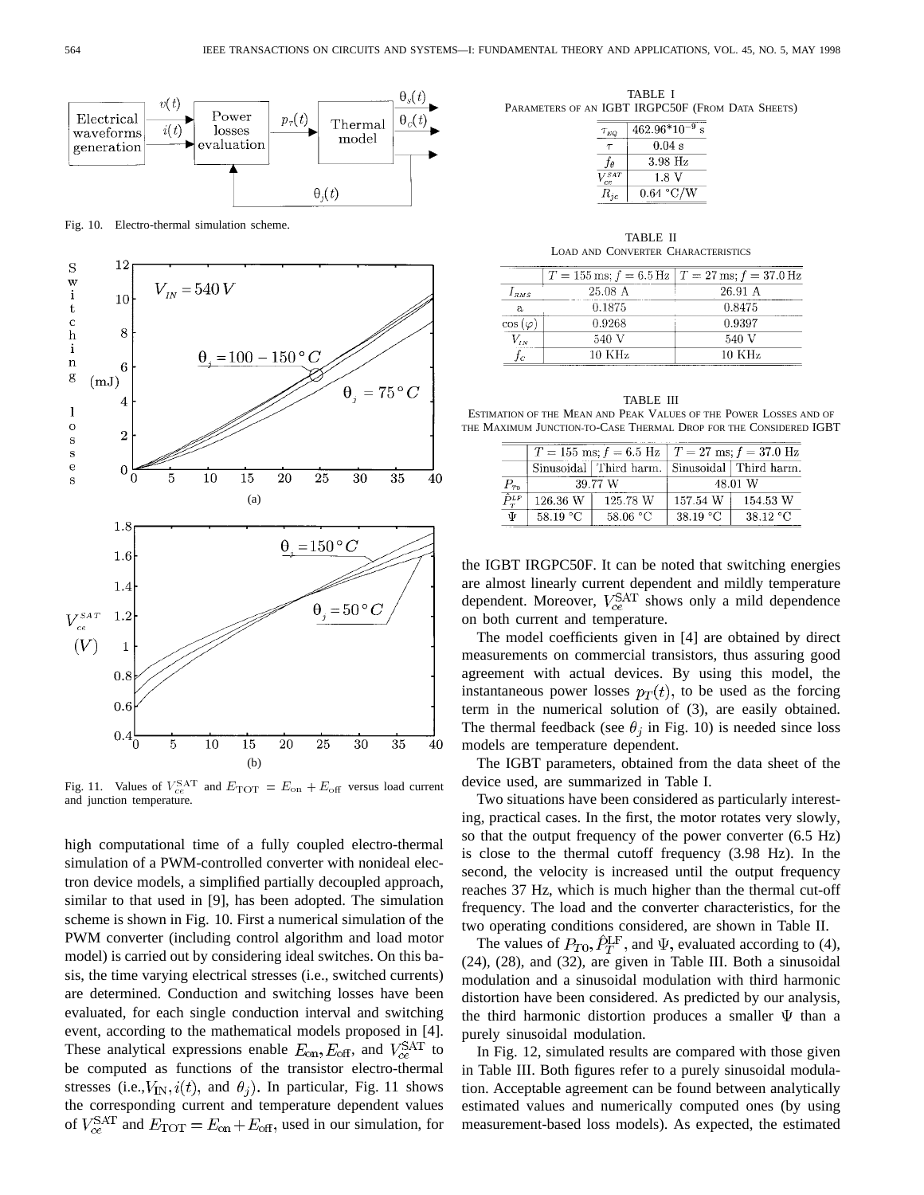Fig. 10. Electro-thermal simulation scheme.

(a)

(b)

Fig. 11. Values of $V_{ce}^{\rm SAT}$ and $E_{\rm TOT} = E_{\rm on} + E_{\rm off}$ versus load current and junction temperature.

high computational time of a fully coupled electro-thermal simulation of a PWM-controlled converter with nonideal electron device models, a simplified partially decoupled approach, similar to that used in [9], has been adopted. The simulation scheme is shown in Fig. 10. First a numerical simulation of the PWM converter (including control algorithm and load motor model) is carried out by considering ideal switches. On this basis, the time varying electrical stresses (i.e., switched currents) are determined. Conduction and switching losses have been evaluated, for each single conduction interval and switching event, according to the mathematical models proposed in [4]. These analytical expressions enable $E_{\rm on}, E_{\rm off}$, and $V_{ce}^{\rm SAT}$ to be computed as functions of the transistor electro-thermal stresses (i.e.,$V_{\rm IN}, i(t)$, and $\theta_j$). In particular, Fig. 11 shows the corresponding current and temperature dependent values of $V_{ce}^{\rm SAT}$ and $E_{\rm TOT} = E_{\rm on} + E_{\rm off}$, used in our simulation, for the IGBT IRGPC50F. It can be noted that switching energies are almost linearly current dependent and mildly temperature dependent. Moreover, $V_{ce}^{\rm SAT}$ shows only a mild dependence on both current and temperature.

The model coefficients given in [4] are obtained by direct measurements on commercial transistors, thus assuring good agreement with actual devices. By using this model, the instantaneous power losses $p_T(t)$, to be used as the forcing term in the numerical solution of (3), are easily obtained. The thermal feedback (see $\theta_j$ in Fig. 10) is needed since loss models are temperature dependent.

The IGBT parameters, obtained from the data sheet of the device used, are summarized in Table I.

Two situations have been considered as particularly interesting, practical cases. In the first, the motor rotates very slowly, so that the output frequency of the power converter (6.5 Hz) is close to the thermal cutoff frequency (3.98 Hz). In the second, the velocity is increased until the output frequency reaches 37 Hz, which is much higher than the thermal cut-off frequency. The load and the converter characteristics, for the two operating conditions considered, are shown in Table II.

The values of $P_{T0}, \hat{P}_T^{\rm LF}$, and $\Psi$, evaluated according to (4), (24), (28), and (32), are given in Table III. Both a sinusoidal modulation and a sinusoidal modulation with third harmonic distortion have been considered. As predicted by our analysis, the third harmonic distortion produces a smaller $\Psi$ than a purely sinusoidal modulation.

In Fig. 12, simulated results are compared with those given in Table III. Both figures refer to a purely sinusoidal modulation. Acceptable agreement can be found between analytically estimated values and numerically computed ones (by using measurement-based loss models). As expected, the estimated

TABLE I
PARAMETERS OF AN IGBT IRGPC50F (FROM DATA SHEETS)

| | |
|---|---|
| $\tau_{EQ}$ | 462.96*10^-9 s |
| $\tau$ | 0.04 s |
| $f_\theta$ | 3.98 Hz |
| $V_{ce}^{SAT}$ | 1.8 V |
| $R_{jc}$ | 0.64 °C/W |

TABLE II
LOAD AND CONVERTER CHARACTERISTICS

| | $T = 155$ ms; $f = 6.5$ Hz | $T = 27$ ms; $f = 37.0$ Hz |
|---|---|---|
| $I_{RMS}$ | 25.08 A | 26.91 A |
| a | 0.1875 | 0.8475 |
| $\cos(\varphi)$ | 0.9268 | 0.9397 |
| $V_{IN}$ | 540 V | 540 V |
| $f_c$ | 10 KHz | 10 KHz |

TABLE III
ESTIMATION OF THE MEAN AND PEAK VALUES OF THE POWER LOSSES AND OF THE MAXIMUM JUNCTION-TO-CASE THERMAL DROP FOR THE CONSIDERED IGBT

| | $T = 155$ ms; $f = 6.5$ Hz | | $T = 27$ ms; $f = 37.0$ Hz | |
|---|---|---|---|---|
| | Sinusoidal | Third harm. | Sinusoidal | Third harm. |
| $P_{T0}$ | 39.77 W | | 48.01 W | |
| $\hat{P}_T^{LF}$ | 126.36 W | 125.78 W | 157.54 W | 154.53 W |
| $\Psi$ | 58.19 °C | 58.06 °C | 38.19 °C | 38.12 °C |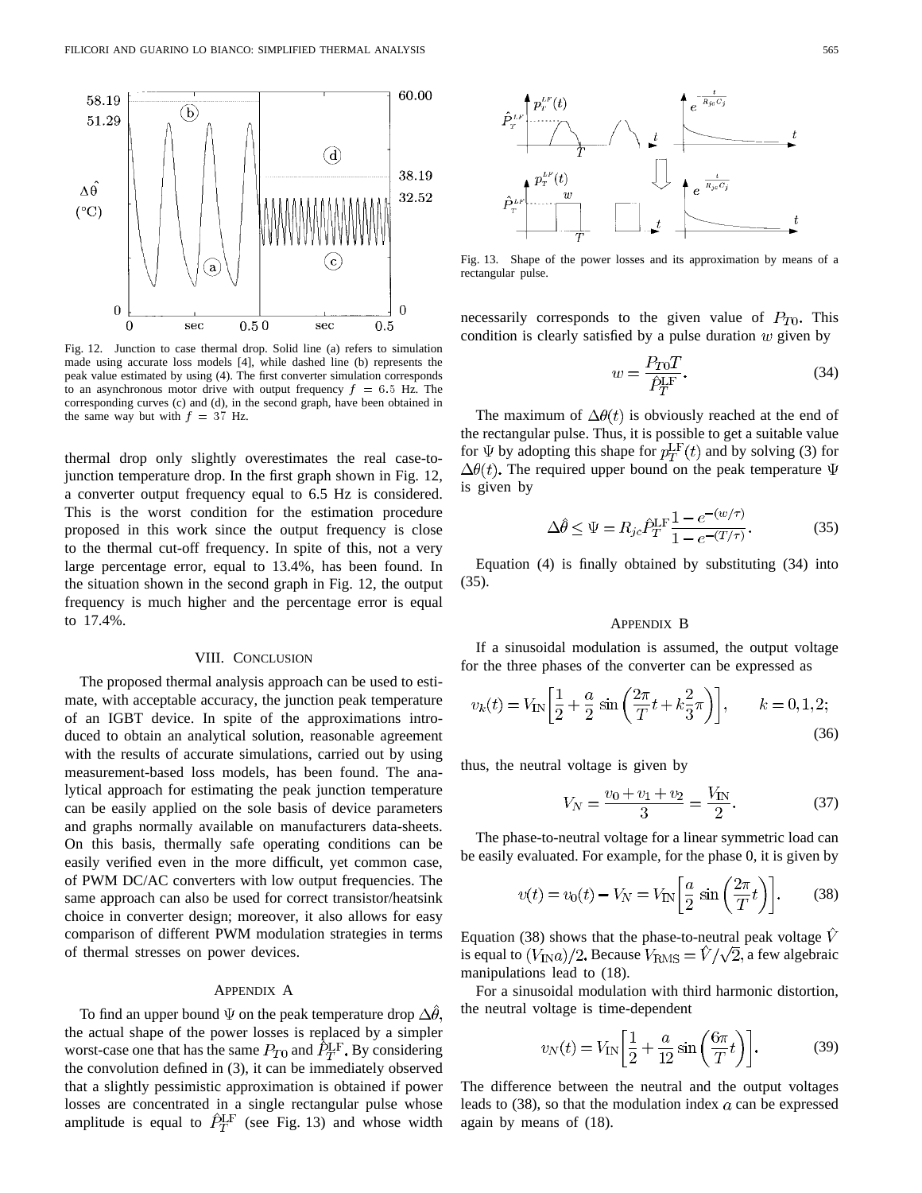Fig. 12. Junction to case thermal drop. Solid line (a) refers to simulation made using accurate loss models [4], while dashed line (b) represents the peak value estimated by using (4). The first converter simulation corresponds to an asynchronous motor drive with output frequency $f = 6.5$ Hz. The corresponding curves (c) and (d), in the second graph, have been obtained in the same way but with $f = 37$ Hz.

thermal drop only slightly overestimates the real case-to-junction temperature drop. In the first graph shown in Fig. 12, a converter output frequency equal to 6.5 Hz is considered. This is the worst condition for the estimation procedure proposed in this work since the output frequency is close to the thermal cut-off frequency. In spite of this, not a very large percentage error, equal to 13.4%, has been found. In the situation shown in the second graph in Fig. 12, the output frequency is much higher and the percentage error is equal to 17.4%.

## VIII. Conclusion

The proposed thermal analysis approach can be used to estimate, with acceptable accuracy, the junction peak temperature of an IGBT device. In spite of the approximations introduced to obtain an analytical solution, reasonable agreement with the results of accurate simulations, carried out by using measurement-based loss models, has been found. The analytical approach for estimating the peak junction temperature can be easily applied on the sole basis of device parameters and graphs normally available on manufacturers data-sheets. On this basis, thermally safe operating conditions can be easily verified even in the more difficult, yet common case, of PWM DC/AC converters with low output frequencies. The same approach can also be used for correct transistor/heatsink choice in converter design; moreover, it also allows for easy comparison of different PWM modulation strategies in terms of thermal stresses on power devices.

## Appendix A

To find an upper bound $\Psi$ on the peak temperature drop $\Delta\hat{\theta}$, the actual shape of the power losses is replaced by a simpler worst-case one that has the same $P_{T0}$ and $\hat{P}_T^{\mathrm{LF}}$. By considering the convolution defined in (3), it can be immediately observed that a slightly pessimistic approximation is obtained if power losses are concentrated in a single rectangular pulse whose amplitude is equal to $\hat{P}_T^{\mathrm{LF}}$ (see Fig. 13) and whose width necessarily corresponds to the given value of $P_{T0}$. This condition is clearly satisfied by a pulse duration $w$ given by

$$w = \frac{P_{T0} T}{\hat{P}_T^{\mathrm{LF}}}. \tag{34}$$

Fig. 13. Shape of the power losses and its approximation by means of a rectangular pulse.

The maximum of $\Delta\theta(t)$ is obviously reached at the end of the rectangular pulse. Thus, it is possible to get a suitable value for $\Psi$ by adopting this shape for $p_T^{\mathrm{LF}}(t)$ and by solving (3) for $\Delta\theta(t)$. The required upper bound on the peak temperature $\Psi$ is given by

$$\Delta\hat{\theta} \leq \Psi = R_{jc}\hat{P}_T^{\mathrm{LF}} \frac{1 - e^{-(w/\tau)}}{1 - e^{-(T/\tau)}}. \tag{35}$$

Equation (4) is finally obtained by substituting (34) into (35).

## Appendix B

If a sinusoidal modulation is assumed, the output voltage for the three phases of the converter can be expressed as

$$v_k(t) = V_{\mathrm{IN}}\left[\frac{1}{2} + \frac{a}{2}\sin\left(\frac{2\pi}{T}t + k\frac{2}{3}\pi\right)\right], \qquad k = 0, 1, 2; \tag{36}$$

thus, the neutral voltage is given by

$$V_N = \frac{v_0 + v_1 + v_2}{3} = \frac{V_{\mathrm{IN}}}{2}. \tag{37}$$

The phase-to-neutral voltage for a linear symmetric load can be easily evaluated. For example, for the phase 0, it is given by

$$v(t) = v_0(t) - V_N = V_{\mathrm{IN}}\left[\frac{a}{2}\sin\left(\frac{2\pi}{T}t\right)\right]. \tag{38}$$

Equation (38) shows that the phase-to-neutral peak voltage $\hat{V}$ is equal to $(V_{\mathrm{IN}}a)/2$. Because $V_{\mathrm{RMS}} = \hat{V}/\sqrt{2}$, a few algebraic manipulations lead to (18).

For a sinusoidal modulation with third harmonic distortion, the neutral voltage is time-dependent

$$v_N(t) = V_{\mathrm{IN}}\left[\frac{1}{2} + \frac{a}{12}\sin\left(\frac{6\pi}{T}t\right)\right]. \tag{39}$$

The difference between the neutral and the output voltages leads to (38), so that the modulation index $a$ can be expressed again by means of (18).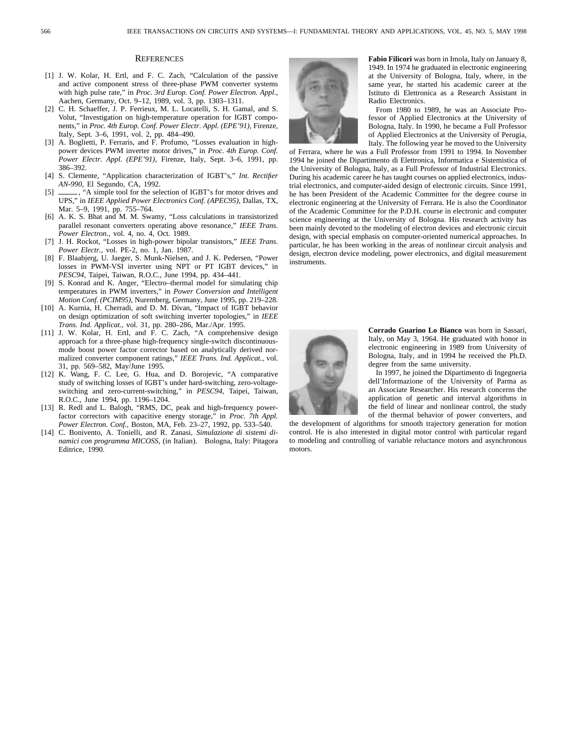## References

[1] J. W. Kolar, H. Ertl, and F. C. Zach, "Calculation of the passive and active component stress of three-phase PWM converter systems with high pulse rate," in *Proc. 3rd Europ. Conf. Power Electron. Appl.*, Aachen, Germany, Oct. 9–12, 1989, vol. 3, pp. 1303–1311.

[2] C. H. Schaeffer, J. P. Ferrieux, M. L. Locatelli, S. H. Gamal, and S. Volut, "Investigation on high-temperature operation for IGBT components," in *Proc. 4th Europ. Conf. Power Electr. Appl. (EPE'91)*, Firenze, Italy, Sept. 3–6, 1991, vol. 2, pp. 484–490.

[3] A. Boglietti, P. Ferraris, and F. Profumo, "Losses evaluation in high-power devices PWM inverter motor drives," in *Proc. 4th Europ. Conf. Power Electr. Appl. (EPE'91)*, Firenze, Italy, Sept. 3–6, 1991, pp. 386–392.

[4] S. Clemente, "Application characterization of IGBT's," *Int. Rectifier AN-990*, El Segundo, CA, 1992.

[5] ——, "A simple tool for the selection of IGBT's for motor drives and UPS," in *IEEE Applied Power Electronics Conf. (APEC95)*, Dallas, TX, Mar. 5–9, 1991, pp. 755–764.

[6] A. K. S. Bhat and M. M. Swamy, "Loss calculations in transistorized parallel resonant converters operating above resonance," *IEEE Trans. Power Electron.*, vol. 4, no. 4, Oct. 1989.

[7] J. H. Rockot, "Losses in high-power bipolar transistors," *IEEE Trans. Power Electr.*, vol. PE-2, no. 1, Jan. 1987.

[8] F. Blaabjerg, U. Jaeger, S. Munk-Nielsen, and J. K. Pedersen, "Power losses in PWM-VSI inverter using NPT or PT IGBT devices," in *PESC94*, Taipei, Taiwan, R.O.C., June 1994, pp. 434–441.

[9] S. Konrad and K. Anger, "Electro–thermal model for simulating chip temperatures in PWM inverters," in *Power Conversion and Intelligent Motion Conf. (PCIM95)*, Nuremberg, Germany, June 1995, pp. 219–228.

[10] A. Kurnia, H. Cherradi, and D. M. Divan, "Impact of IGBT behavior on design optimization of soft switching inverter topologies," in *IEEE Trans. Ind. Applicat.*, vol. 31, pp. 280–286, Mar./Apr. 1995.

[11] J. W. Kolar, H. Ertl, and F. C. Zach, "A comprehensive design approach for a three-phase high-frequency single-switch discontinuous-mode boost power factor corrector based on analytically derived normalized converter component ratings," *IEEE Trans. Ind. Applicat.*, vol. 31, pp. 569–582, May/June 1995.

[12] K. Wang, F. C. Lee, G. Hua, and D. Borojevic, "A comparative study of switching losses of IGBT's under hard-switching, zero-voltage-switching and zero-current-switching," in *PESC94*, Taipei, Taiwan, R.O.C., June 1994, pp. 1196–1204.

[13] R. Redl and L. Balogh, "RMS, DC, peak and high-frequency power-factor correctors with capacitive energy storage," in *Proc. 7th Appl. Power Electron. Conf.*, Boston, MA, Feb. 23–27, 1992, pp. 533–540.

[14] C. Bonivento, A. Tonielli, and R. Zanasi, *Simulazione di sistemi dinamici con programma MICOSS*, (in Italian). Bologna, Italy: Pitagora Editrice, 1990.

**Fabio Filicori** was born in Imola, Italy on January 8, 1949. In 1974 he graduated in electronic engineering at the University of Bologna, Italy, where, in the same year, he started his academic career at the Istituto di Elettronica as a Research Assistant in Radio Electronics.

From 1980 to 1989, he was an Associate Professor of Applied Electronics at the University of Bologna, Italy. In 1990, he became a Full Professor of Applied Electronics at the University of Perugia, Italy. The following year he moved to the University of Ferrara, where he was a Full Professor from 1991 to 1994. In November 1994 he joined the Dipartimento di Elettronica, Informatica e Sistemistica of the University of Bologna, Italy, as a Full Professor of Industrial Electronics. During his academic career he has taught courses on applied electronics, industrial electronics, and computer-aided design of electronic circuits. Since 1991, he has been President of the Academic Committee for the degree course in electronic engineering at the University of Ferrara. He is also the Coordinator of the Academic Committee for the P.D.H. course in electronic and computer science engineering at the University of Bologna. His research activity has been mainly devoted to the modeling of electron devices and electronic circuit design, with special emphasis on computer-oriented numerical approaches. In particular, he has been working in the areas of nonlinear circuit analysis and design, electron device modeling, power electronics, and digital measurement instruments.

**Corrado Guarino Lo Bianco** was born in Sassari, Italy, on May 3, 1964. He graduated with honor in electronic engineering in 1989 from University of Bologna, Italy, and in 1994 he received the Ph.D. degree from the same university.

In 1997, he joined the Dipartimento di Ingegneria dell'Informazione of the University of Parma as an Associate Researcher. His research concerns the application of genetic and interval algorithms in the field of linear and nonlinear control, the study of the thermal behavior of power converters, and the development of algorithms for smooth trajectory generation for motion control. He is also interested in digital motor control with particular regard to modeling and controlling of variable reluctance motors and asynchronous motors.